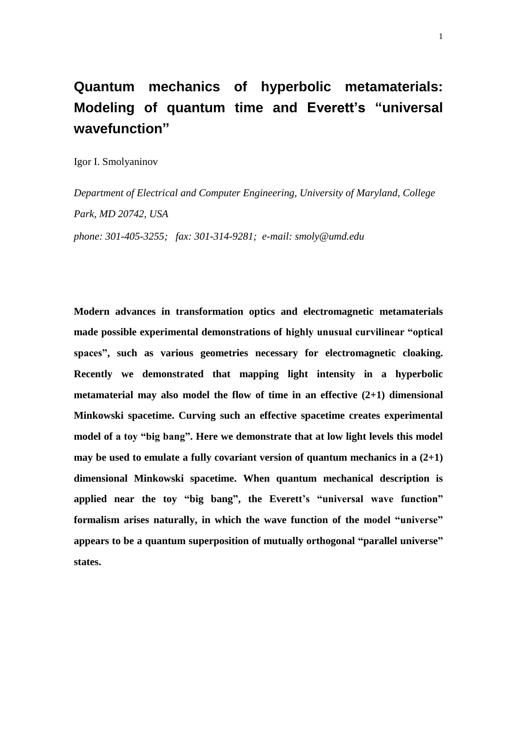# Quantum mechanics of hyperbolic metamaterials: Modeling of quantum time and Everett's "universal wavefunction"

Igor I. Smolyaninov

*Department of Electrical and Computer Engineering, University of Maryland, College Park, MD 20742, USA*

*phone: 301-405-3255; fax: 301-314-9281; e-mail: smoly@umd.edu*

**Modern advances in transformation optics and electromagnetic metamaterials made possible experimental demonstrations of highly unusual curvilinear "optical spaces", such as various geometries necessary for electromagnetic cloaking. Recently we demonstrated that mapping light intensity in a hyperbolic metamaterial may also model the flow of time in an effective (2+1) dimensional Minkowski spacetime. Curving such an effective spacetime creates experimental model of a toy "big bang". Here we demonstrate that at low light levels this model may be used to emulate a fully covariant version of quantum mechanics in a (2+1) dimensional Minkowski spacetime. When quantum mechanical description is applied near the toy "big bang", the Everett's "universal wave function" formalism arises naturally, in which the wave function of the model "universe" appears to be a quantum superposition of mutually orthogonal "parallel universe" states.**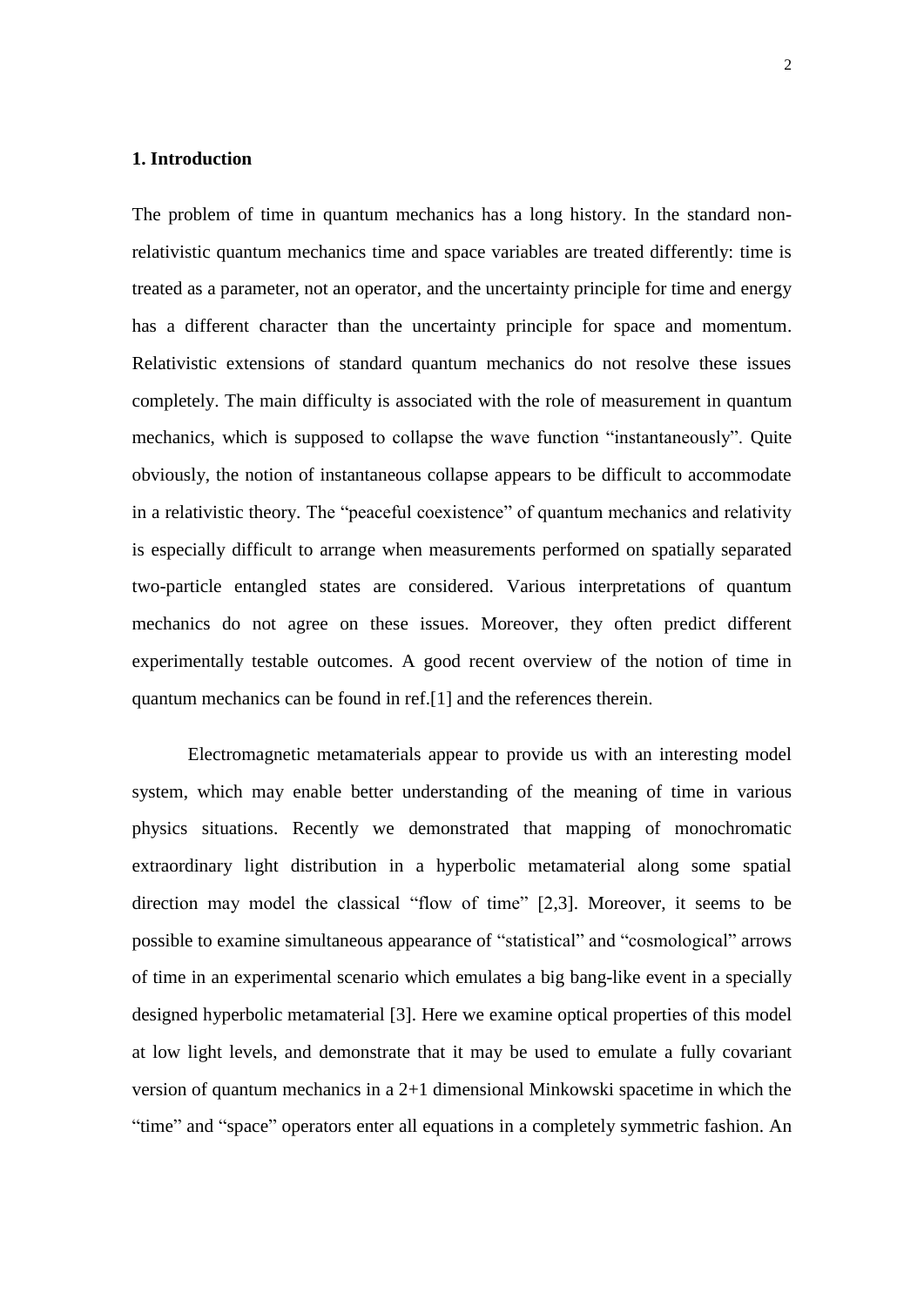## 1. Introduction

The problem of time in quantum mechanics has a long history. In the standard non-relativistic quantum mechanics time and space variables are treated differently: time is treated as a parameter, not an operator, and the uncertainty principle for time and energy has a different character than the uncertainty principle for space and momentum. Relativistic extensions of standard quantum mechanics do not resolve these issues completely. The main difficulty is associated with the role of measurement in quantum mechanics, which is supposed to collapse the wave function "instantaneously". Quite obviously, the notion of instantaneous collapse appears to be difficult to accommodate in a relativistic theory. The "peaceful coexistence" of quantum mechanics and relativity is especially difficult to arrange when measurements performed on spatially separated two-particle entangled states are considered. Various interpretations of quantum mechanics do not agree on these issues. Moreover, they often predict different experimentally testable outcomes. A good recent overview of the notion of time in quantum mechanics can be found in ref.[1] and the references therein.

Electromagnetic metamaterials appear to provide us with an interesting model system, which may enable better understanding of the meaning of time in various physics situations. Recently we demonstrated that mapping of monochromatic extraordinary light distribution in a hyperbolic metamaterial along some spatial direction may model the classical "flow of time" [2,3]. Moreover, it seems to be possible to examine simultaneous appearance of "statistical" and "cosmological" arrows of time in an experimental scenario which emulates a big bang-like event in a specially designed hyperbolic metamaterial [3]. Here we examine optical properties of this model at low light levels, and demonstrate that it may be used to emulate a fully covariant version of quantum mechanics in a 2+1 dimensional Minkowski spacetime in which the "time" and "space" operators enter all equations in a completely symmetric fashion. An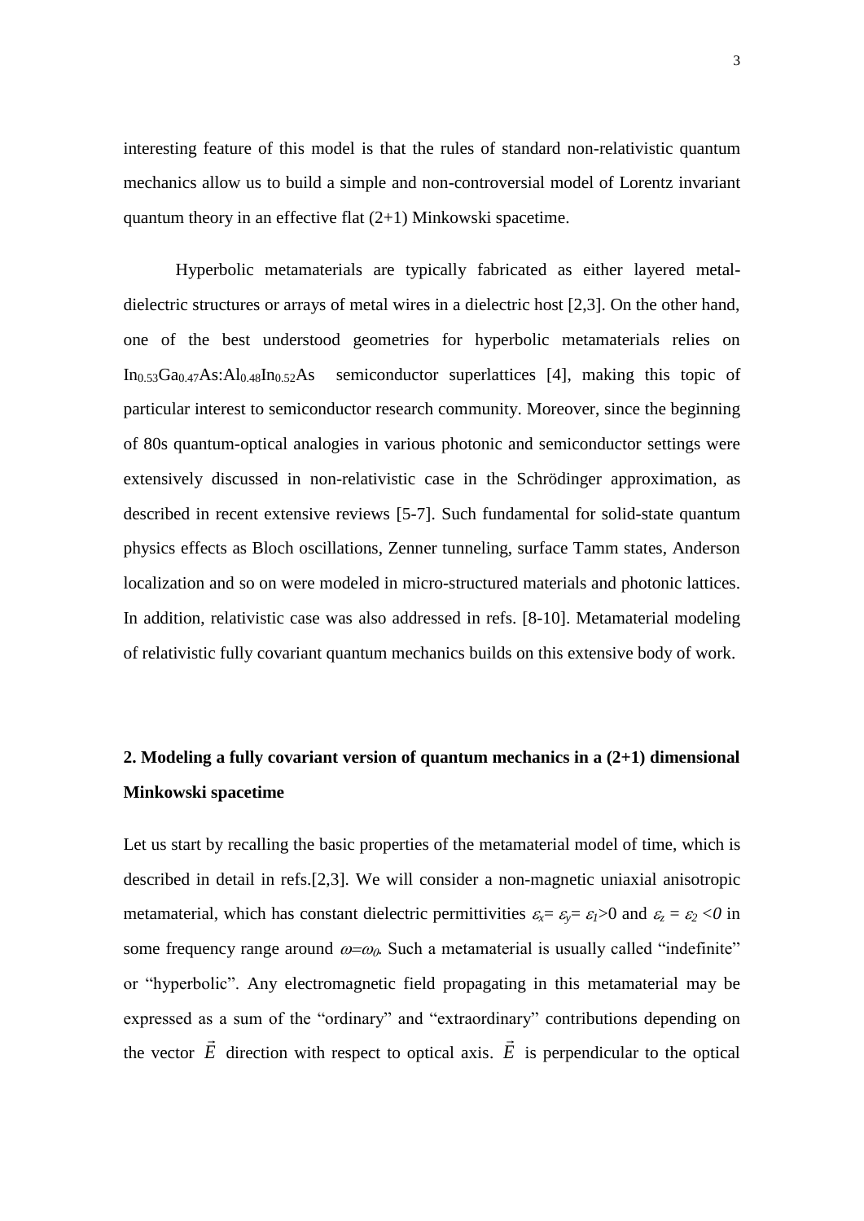interesting feature of this model is that the rules of standard non-relativistic quantum mechanics allow us to build a simple and non-controversial model of Lorentz invariant quantum theory in an effective flat (2+1) Minkowski spacetime.

Hyperbolic metamaterials are typically fabricated as either layered metal-dielectric structures or arrays of metal wires in a dielectric host [2,3]. On the other hand, one of the best understood geometries for hyperbolic metamaterials relies on $In_{0.53}Ga_{0.47}As$:$Al_{0.48}In_{0.52}As$ semiconductor superlattices [4], making this topic of particular interest to semiconductor research community. Moreover, since the beginning of 80s quantum-optical analogies in various photonic and semiconductor settings were extensively discussed in non-relativistic case in the Schrödinger approximation, as described in recent extensive reviews [5-7]. Such fundamental for solid-state quantum physics effects as Bloch oscillations, Zenner tunneling, surface Tamm states, Anderson localization and so on were modeled in micro-structured materials and photonic lattices. In addition, relativistic case was also addressed in refs. [8-10]. Metamaterial modeling of relativistic fully covariant quantum mechanics builds on this extensive body of work.

## 2. Modeling a fully covariant version of quantum mechanics in a (2+1) dimensional Minkowski spacetime

Let us start by recalling the basic properties of the metamaterial model of time, which is described in detail in refs.[2,3]. We will consider a non-magnetic uniaxial anisotropic metamaterial, which has constant dielectric permittivities $\varepsilon_x = \varepsilon_y = \varepsilon_1 > 0$ and $\varepsilon_z = \varepsilon_2 < 0$ in some frequency range around $\omega = \omega_0$. Such a metamaterial is usually called "indefinite" or "hyperbolic". Any electromagnetic field propagating in this metamaterial may be expressed as a sum of the "ordinary" and "extraordinary" contributions depending on the vector $\vec{E}$ direction with respect to optical axis. $\vec{E}$ is perpendicular to the optical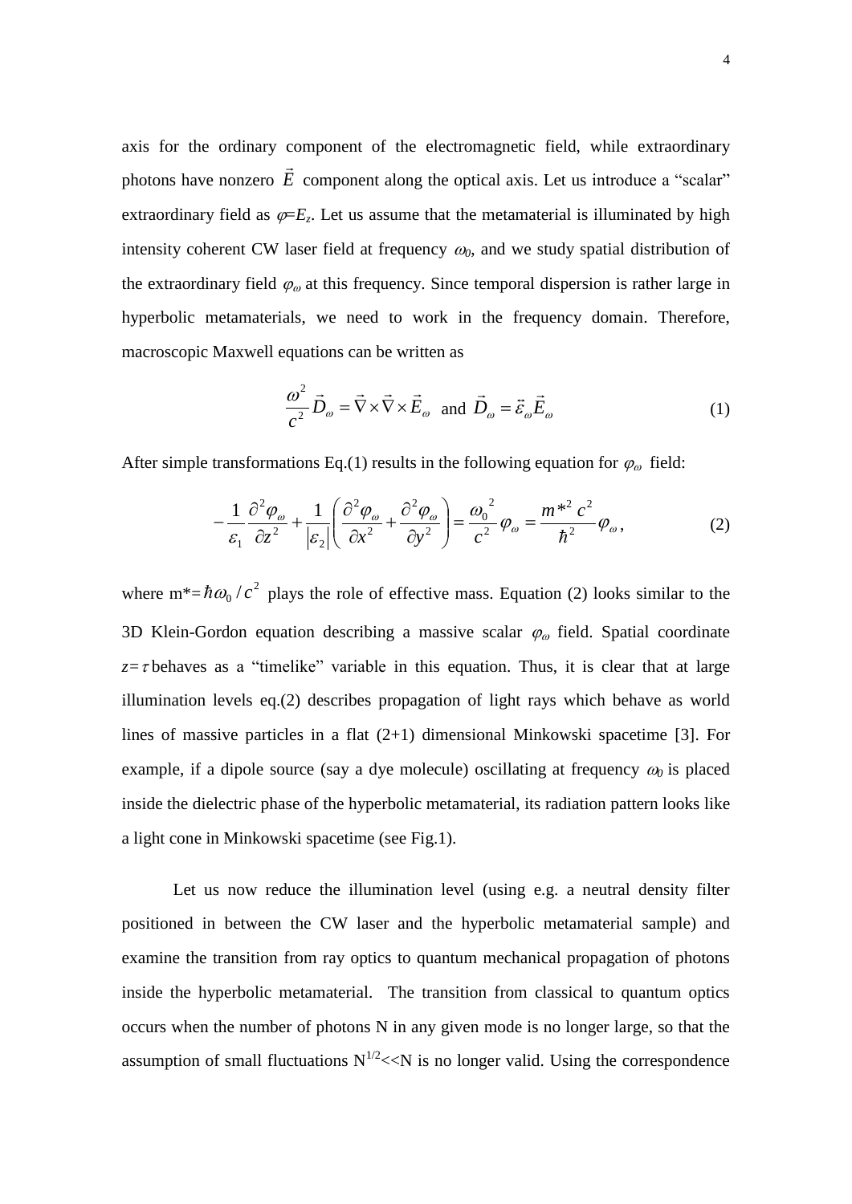axis for the ordinary component of the electromagnetic field, while extraordinary photons have nonzero $\vec{E}$ component along the optical axis. Let us introduce a "scalar" extraordinary field as $\varphi=E_z$. Let us assume that the metamaterial is illuminated by high intensity coherent CW laser field at frequency $\omega_0$, and we study spatial distribution of the extraordinary field $\varphi_\omega$ at this frequency. Since temporal dispersion is rather large in hyperbolic metamaterials, we need to work in the frequency domain. Therefore, macroscopic Maxwell equations can be written as

$$\frac{\omega^2}{c^2}\vec{D}_\omega = \vec{\nabla}\times\vec{\nabla}\times\vec{E}_\omega \text{ and } \vec{D}_\omega = \ddot{\varepsilon}_\omega \vec{E}_\omega \tag{1}$$

After simple transformations Eq.(1) results in the following equation for $\varphi_\omega$ field:

$$-\frac{1}{\varepsilon_1}\frac{\partial^2\varphi_\omega}{\partial z^2} + \frac{1}{|\varepsilon_2|}\left(\frac{\partial^2\varphi_\omega}{\partial x^2} + \frac{\partial^2\varphi_\omega}{\partial y^2}\right) = \frac{\omega_0{}^2}{c^2}\varphi_\omega = \frac{m^{*2}c^2}{\hbar^2}\varphi_\omega, \tag{2}$$

where $m^*=\hbar\omega_0/c^2$ plays the role of effective mass. Equation (2) looks similar to the 3D Klein-Gordon equation describing a massive scalar $\varphi_\omega$ field. Spatial coordinate $z=\tau$ behaves as a "timelike" variable in this equation. Thus, it is clear that at large illumination levels eq.(2) describes propagation of light rays which behave as world lines of massive particles in a flat (2+1) dimensional Minkowski spacetime [3]. For example, if a dipole source (say a dye molecule) oscillating at frequency $\omega_0$ is placed inside the dielectric phase of the hyperbolic metamaterial, its radiation pattern looks like a light cone in Minkowski spacetime (see Fig.1).

Let us now reduce the illumination level (using e.g. a neutral density filter positioned in between the CW laser and the hyperbolic metamaterial sample) and examine the transition from ray optics to quantum mechanical propagation of photons inside the hyperbolic metamaterial. The transition from classical to quantum optics occurs when the number of photons N in any given mode is no longer large, so that the assumption of small fluctuations $N^{1/2}<<N$ is no longer valid. Using the correspondence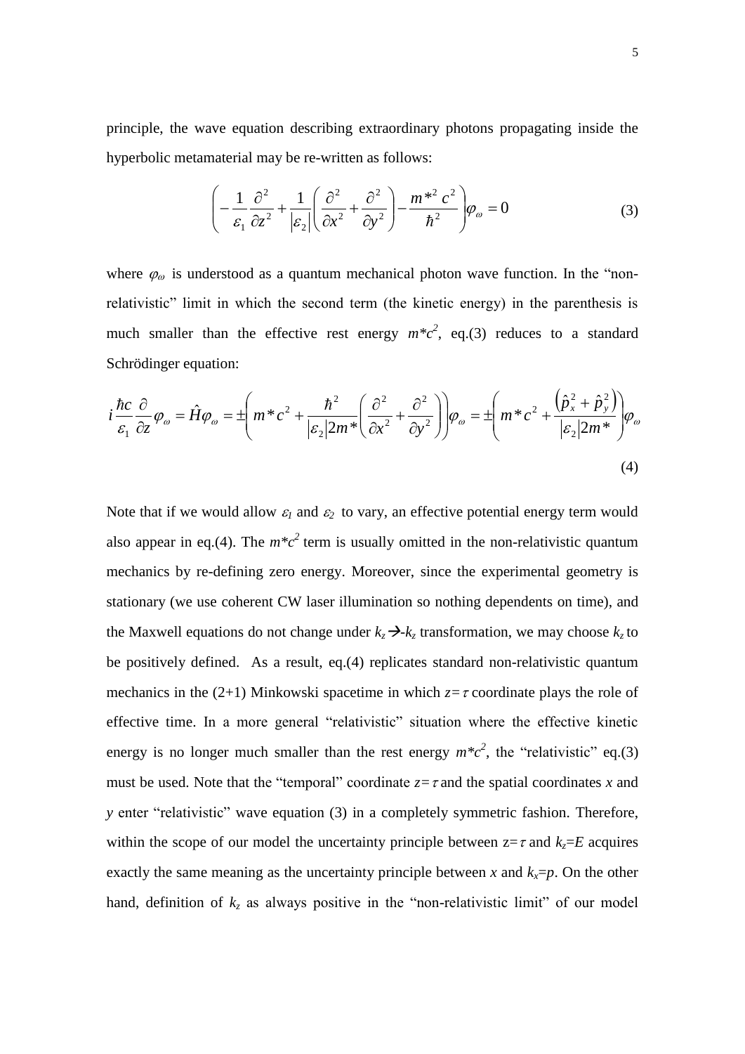principle, the wave equation describing extraordinary photons propagating inside the hyperbolic metamaterial may be re-written as follows:

$$\left(-\frac{1}{\varepsilon_1}\frac{\partial^2}{\partial z^2}+\frac{1}{|\varepsilon_2|}\left(\frac{\partial^2}{\partial x^2}+\frac{\partial^2}{\partial y^2}\right)-\frac{m^{*2}c^2}{\hbar^2}\right)\varphi_\omega=0 \tag{3}$$

where $\varphi_\omega$ is understood as a quantum mechanical photon wave function. In the "non-relativistic" limit in which the second term (the kinetic energy) in the parenthesis is much smaller than the effective rest energy $m^*c^2$, eq.(3) reduces to a standard Schrödinger equation:

$$i\frac{\hbar c}{\varepsilon_1}\frac{\partial}{\partial z}\varphi_\omega=\hat{H}\varphi_\omega=\pm\left(m^*c^2+\frac{\hbar^2}{|\varepsilon_2|2m^*}\left(\frac{\partial^2}{\partial x^2}+\frac{\partial^2}{\partial y^2}\right)\right)\varphi_\omega=\pm\left(m^*c^2+\frac{\left(\hat{p}_x^2+\hat{p}_y^2\right)}{|\varepsilon_2|2m^*}\right)\varphi_\omega \tag{4}$$

Note that if we would allow $\varepsilon_1$ and $\varepsilon_2$ to vary, an effective potential energy term would also appear in eq.(4). The $m^*c^2$ term is usually omitted in the non-relativistic quantum mechanics by re-defining zero energy. Moreover, since the experimental geometry is stationary (we use coherent CW laser illumination so nothing dependents on time), and the Maxwell equations do not change under $k_z \rightarrow -k_z$ transformation, we may choose $k_z$ to be positively defined. As a result, eq.(4) replicates standard non-relativistic quantum mechanics in the (2+1) Minkowski spacetime in which $z=\tau$ coordinate plays the role of effective time. In a more general "relativistic" situation where the effective kinetic energy is no longer much smaller than the rest energy $m^*c^2$, the "relativistic" eq.(3) must be used. Note that the "temporal" coordinate $z=\tau$ and the spatial coordinates $x$ and $y$ enter "relativistic" wave equation (3) in a completely symmetric fashion. Therefore, within the scope of our model the uncertainty principle between $z=\tau$ and $k_z=E$ acquires exactly the same meaning as the uncertainty principle between $x$ and $k_x=p$. On the other hand, definition of $k_z$ as always positive in the "non-relativistic limit" of our model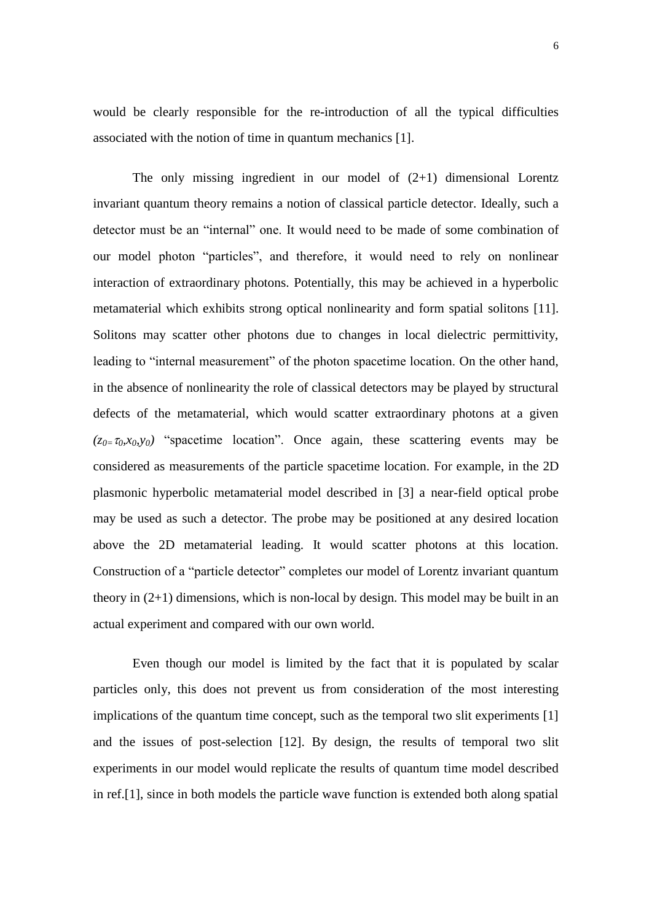would be clearly responsible for the re-introduction of all the typical difficulties associated with the notion of time in quantum mechanics [1].

The only missing ingredient in our model of (2+1) dimensional Lorentz invariant quantum theory remains a notion of classical particle detector. Ideally, such a detector must be an "internal" one. It would need to be made of some combination of our model photon "particles", and therefore, it would need to rely on nonlinear interaction of extraordinary photons. Potentially, this may be achieved in a hyperbolic metamaterial which exhibits strong optical nonlinearity and form spatial solitons [11]. Solitons may scatter other photons due to changes in local dielectric permittivity, leading to "internal measurement" of the photon spacetime location. On the other hand, in the absence of nonlinearity the role of classical detectors may be played by structural defects of the metamaterial, which would scatter extraordinary photons at a given $(z_0=\tau_0,x_0,y_0)$ "spacetime location". Once again, these scattering events may be considered as measurements of the particle spacetime location. For example, in the 2D plasmonic hyperbolic metamaterial model described in [3] a near-field optical probe may be used as such a detector. The probe may be positioned at any desired location above the 2D metamaterial leading. It would scatter photons at this location. Construction of a "particle detector" completes our model of Lorentz invariant quantum theory in (2+1) dimensions, which is non-local by design. This model may be built in an actual experiment and compared with our own world.

Even though our model is limited by the fact that it is populated by scalar particles only, this does not prevent us from consideration of the most interesting implications of the quantum time concept, such as the temporal two slit experiments [1] and the issues of post-selection [12]. By design, the results of temporal two slit experiments in our model would replicate the results of quantum time model described in ref.[1], since in both models the particle wave function is extended both along spatial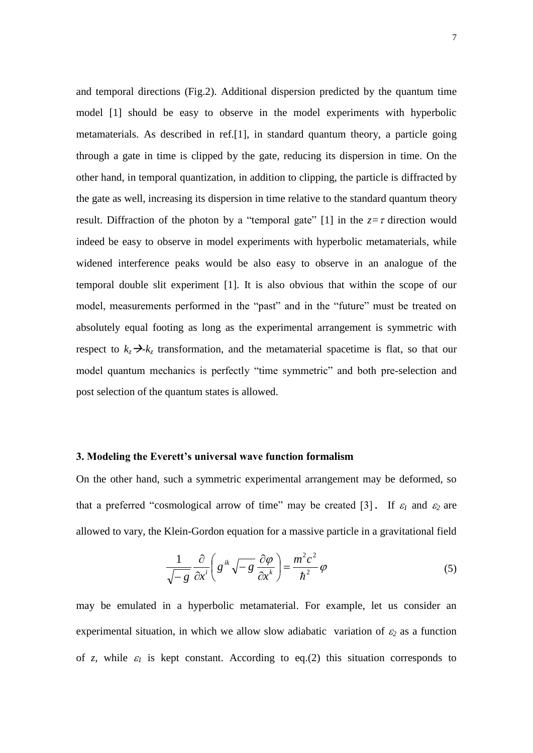and temporal directions (Fig.2). Additional dispersion predicted by the quantum time model [1] should be easy to observe in the model experiments with hyperbolic metamaterials. As described in ref.[1], in standard quantum theory, a particle going through a gate in time is clipped by the gate, reducing its dispersion in time. On the other hand, in temporal quantization, in addition to clipping, the particle is diffracted by the gate as well, increasing its dispersion in time relative to the standard quantum theory result. Diffraction of the photon by a "temporal gate" [1] in the $z=\tau$ direction would indeed be easy to observe in model experiments with hyperbolic metamaterials, while widened interference peaks would be also easy to observe in an analogue of the temporal double slit experiment [1]. It is also obvious that within the scope of our model, measurements performed in the "past" and in the "future" must be treated on absolutely equal footing as long as the experimental arrangement is symmetric with respect to $k_z \rightarrow -k_z$ transformation, and the metamaterial spacetime is flat, so that our model quantum mechanics is perfectly "time symmetric" and both pre-selection and post selection of the quantum states is allowed.

### 3. Modeling the Everett's universal wave function formalism

On the other hand, such a symmetric experimental arrangement may be deformed, so that a preferred "cosmological arrow of time" may be created [3]. If $\varepsilon_1$ and $\varepsilon_2$ are allowed to vary, the Klein-Gordon equation for a massive particle in a gravitational field

$$\frac{1}{\sqrt{-g}}\frac{\partial}{\partial x^i}\left(g^{ik}\sqrt{-g}\,\frac{\partial \varphi}{\partial x^k}\right)=\frac{m^2c^2}{\hbar^2}\varphi \tag{5}$$

may be emulated in a hyperbolic metamaterial. For example, let us consider an experimental situation, in which we allow slow adiabatic variation of $\varepsilon_2$ as a function of $z$, while $\varepsilon_1$ is kept constant. According to eq.(2) this situation corresponds to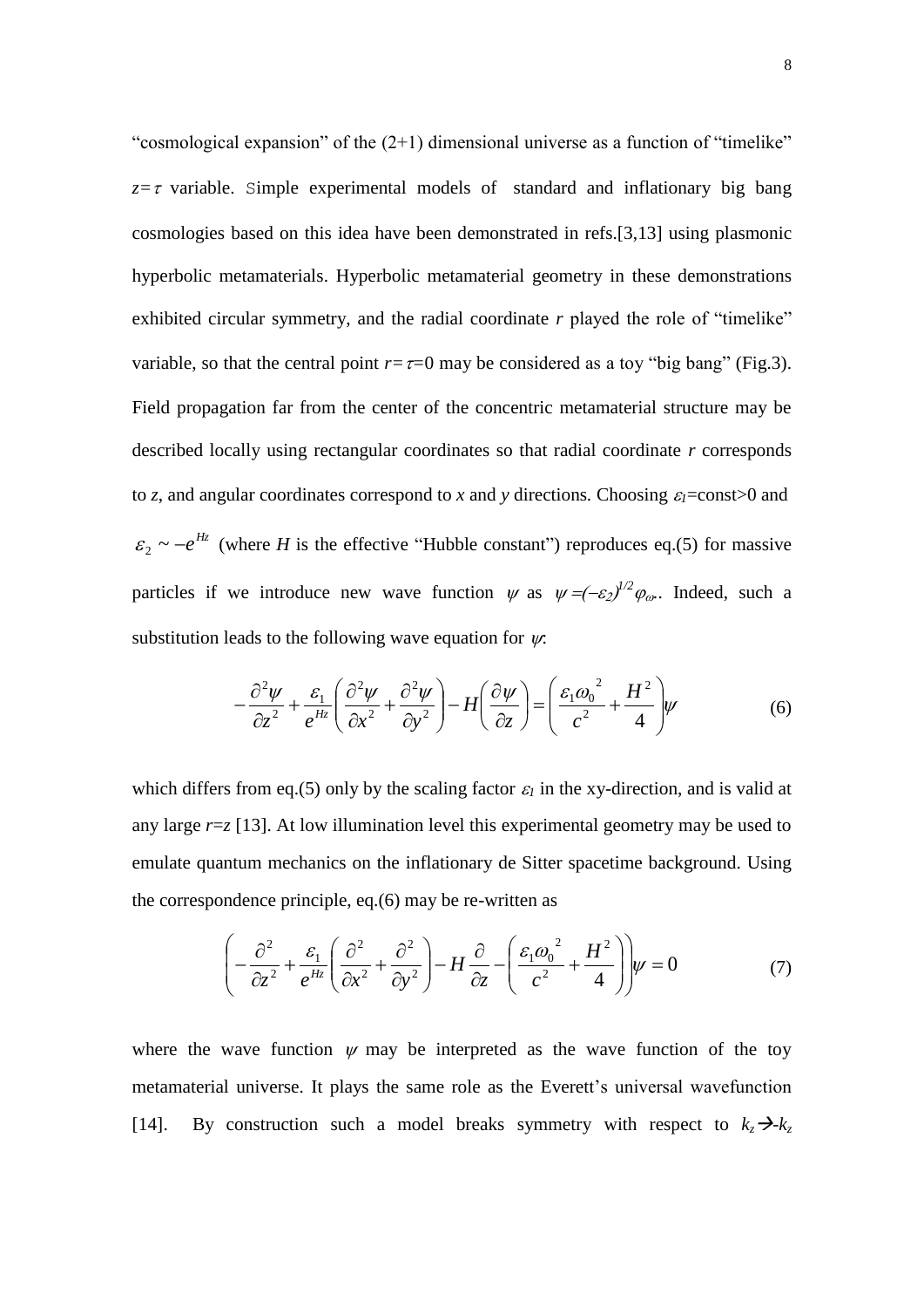"cosmological expansion" of the (2+1) dimensional universe as a function of "timelike" $z=\tau$ variable. Simple experimental models of standard and inflationary big bang cosmologies based on this idea have been demonstrated in refs.[3,13] using plasmonic hyperbolic metamaterials. Hyperbolic metamaterial geometry in these demonstrations exhibited circular symmetry, and the radial coordinate $r$ played the role of "timelike" variable, so that the central point $r=\tau=0$ may be considered as a toy "big bang" (Fig.3). Field propagation far from the center of the concentric metamaterial structure may be described locally using rectangular coordinates so that radial coordinate $r$ corresponds to $z$, and angular coordinates correspond to $x$ and $y$ directions. Choosing $\varepsilon_1$=const>0 and $\varepsilon_2 \sim -e^{Hz}$ (where $H$ is the effective "Hubble constant") reproduces eq.(5) for massive particles if we introduce new wave function $\psi$ as $\psi=(-\varepsilon_2)^{1/2}\varphi_\omega$. Indeed, such a substitution leads to the following wave equation for $\psi$:

$$
-\frac{\partial^2\psi}{\partial z^2}+\frac{\varepsilon_1}{e^{Hz}}\left(\frac{\partial^2\psi}{\partial x^2}+\frac{\partial^2\psi}{\partial y^2}\right)-H\left(\frac{\partial\psi}{\partial z}\right)=\left(\frac{\varepsilon_1\omega_0^{\,2}}{c^2}+\frac{H^2}{4}\right)\psi \tag{6}
$$

which differs from eq.(5) only by the scaling factor $\varepsilon_1$ in the xy-direction, and is valid at any large $r$=z [13]. At low illumination level this experimental geometry may be used to emulate quantum mechanics on the inflationary de Sitter spacetime background. Using the correspondence principle, eq.(6) may be re-written as

$$
\left(-\frac{\partial^2}{\partial z^2}+\frac{\varepsilon_1}{e^{Hz}}\left(\frac{\partial^2}{\partial x^2}+\frac{\partial^2}{\partial y^2}\right)-H\frac{\partial}{\partial z}-\left(\frac{\varepsilon_1\omega_0^{\,2}}{c^2}+\frac{H^2}{4}\right)\right)\psi=0 \tag{7}
$$

where the wave function $\psi$ may be interpreted as the wave function of the toy metamaterial universe. It plays the same role as the Everett's universal wavefunction [14]. By construction such a model breaks symmetry with respect to $k_z \rightarrow -k_z$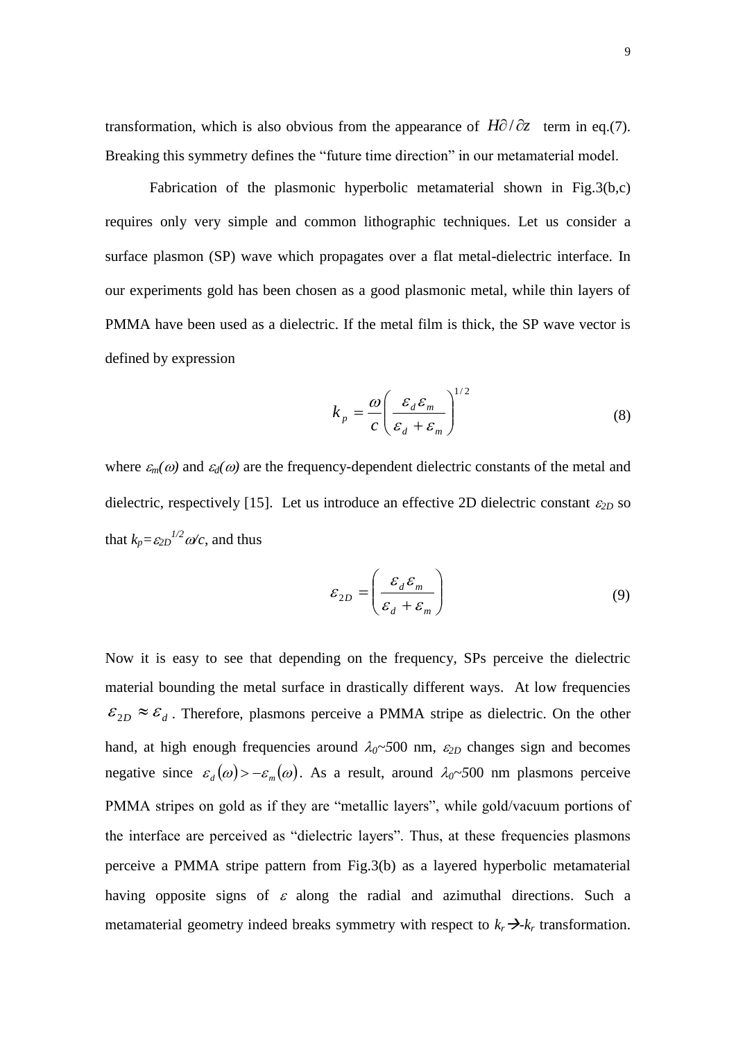transformation, which is also obvious from the appearance of $H\partial/\partial z$ term in eq.(7). Breaking this symmetry defines the "future time direction" in our metamaterial model.

Fabrication of the plasmonic hyperbolic metamaterial shown in Fig.3(b,c) requires only very simple and common lithographic techniques. Let us consider a surface plasmon (SP) wave which propagates over a flat metal-dielectric interface. In our experiments gold has been chosen as a good plasmonic metal, while thin layers of PMMA have been used as a dielectric. If the metal film is thick, the SP wave vector is defined by expression

$$k_p = \frac{\omega}{c}\left(\frac{\varepsilon_d \varepsilon_m}{\varepsilon_d + \varepsilon_m}\right)^{1/2} \tag{8}$$

where $\varepsilon_m(\omega)$ and $\varepsilon_d(\omega)$ are the frequency-dependent dielectric constants of the metal and dielectric, respectively [15]. Let us introduce an effective 2D dielectric constant $\varepsilon_{2D}$ so that $k_p=\varepsilon_{2D}^{1/2}\omega/c$, and thus

$$\varepsilon_{2D} = \left(\frac{\varepsilon_d \varepsilon_m}{\varepsilon_d + \varepsilon_m}\right) \tag{9}$$

Now it is easy to see that depending on the frequency, SPs perceive the dielectric material bounding the metal surface in drastically different ways. At low frequencies $\varepsilon_{2D} \approx \varepsilon_d$. Therefore, plasmons perceive a PMMA stripe as dielectric. On the other hand, at high enough frequencies around $\lambda_0$~500 nm, $\varepsilon_{2D}$ changes sign and becomes negative since $\varepsilon_d(\omega) > -\varepsilon_m(\omega)$. As a result, around $\lambda_0$~500 nm plasmons perceive PMMA stripes on gold as if they are "metallic layers", while gold/vacuum portions of the interface are perceived as "dielectric layers". Thus, at these frequencies plasmons perceive a PMMA stripe pattern from Fig.3(b) as a layered hyperbolic metamaterial having opposite signs of $\varepsilon$ along the radial and azimuthal directions. Such a metamaterial geometry indeed breaks symmetry with respect to $k_r \rightarrow -k_r$ transformation.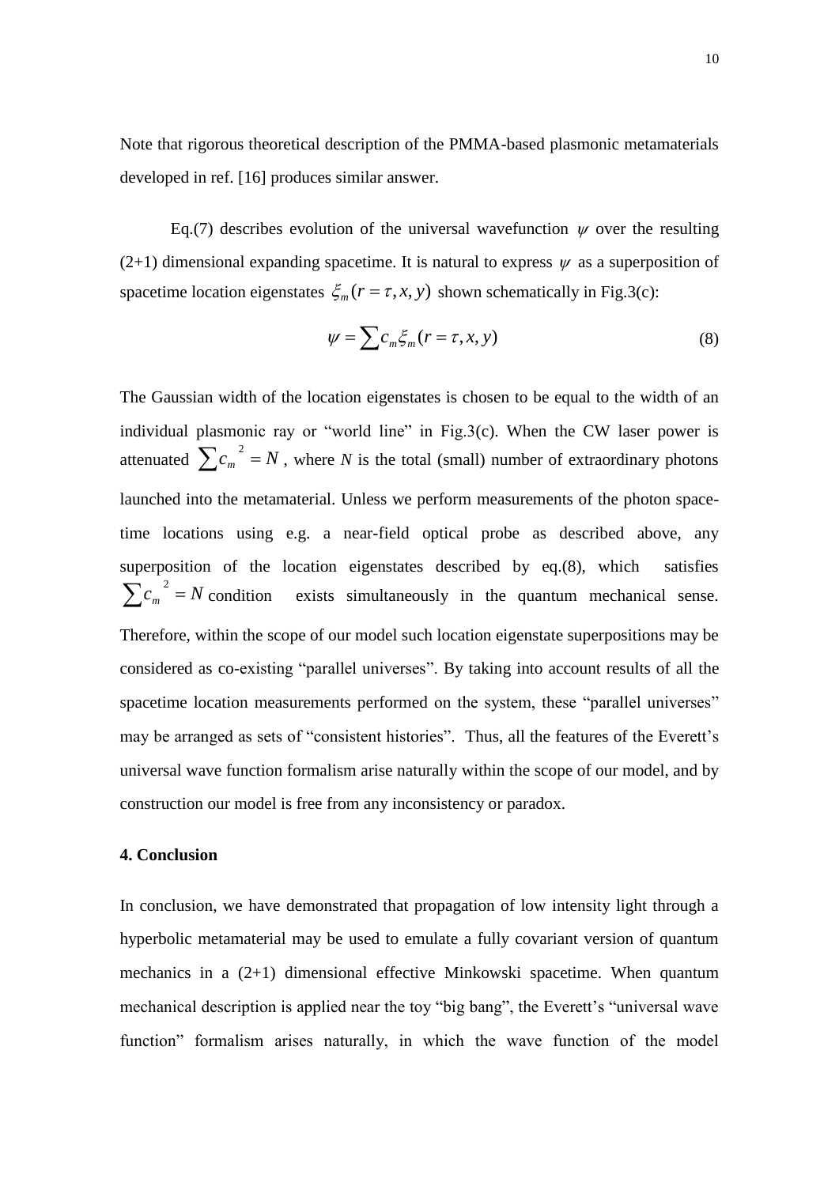Note that rigorous theoretical description of the PMMA-based plasmonic metamaterials developed in ref. [16] produces similar answer.

Eq.(7) describes evolution of the universal wavefunction $\psi$ over the resulting (2+1) dimensional expanding spacetime. It is natural to express $\psi$ as a superposition of spacetime location eigenstates $\xi_m(r=\tau,x,y)$ shown schematically in Fig.3(c):

$$\psi = \sum c_m \xi_m (r=\tau,x,y) \tag{8}$$

The Gaussian width of the location eigenstates is chosen to be equal to the width of an individual plasmonic ray or "world line" in Fig.3(c). When the CW laser power is attenuated $\sum c_m^{\ 2} = N$, where *N* is the total (small) number of extraordinary photons launched into the metamaterial. Unless we perform measurements of the photon space-time locations using e.g. a near-field optical probe as described above, any superposition of the location eigenstates described by eq.(8), which satisfies $\sum c_m^{\ 2} = N$ condition exists simultaneously in the quantum mechanical sense. Therefore, within the scope of our model such location eigenstate superpositions may be considered as co-existing "parallel universes". By taking into account results of all the spacetime location measurements performed on the system, these "parallel universes" may be arranged as sets of "consistent histories". Thus, all the features of the Everett's universal wave function formalism arise naturally within the scope of our model, and by construction our model is free from any inconsistency or paradox.

## 4. Conclusion

In conclusion, we have demonstrated that propagation of low intensity light through a hyperbolic metamaterial may be used to emulate a fully covariant version of quantum mechanics in a (2+1) dimensional effective Minkowski spacetime. When quantum mechanical description is applied near the toy "big bang", the Everett's "universal wave function" formalism arises naturally, in which the wave function of the model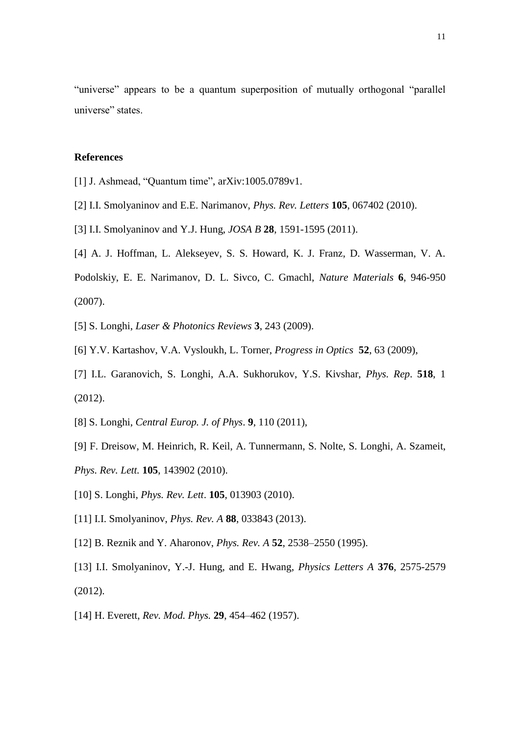"universe" appears to be a quantum superposition of mutually orthogonal "parallel universe" states.

## References

[1] J. Ashmead, "Quantum time", arXiv:1005.0789v1.

[2] I.I. Smolyaninov and E.E. Narimanov, *Phys. Rev. Letters* **105**, 067402 (2010).

[3] I.I. Smolyaninov and Y.J. Hung, *JOSA B* **28**, 1591-1595 (2011).

[4] A. J. Hoffman, L. Alekseyev, S. S. Howard, K. J. Franz, D. Wasserman, V. A. Podolskiy, E. E. Narimanov, D. L. Sivco, C. Gmachl, *Nature Materials* **6**, 946-950 (2007).

[5] S. Longhi, *Laser & Photonics Reviews* **3**, 243 (2009).

[6] Y.V. Kartashov, V.A. Vysloukh, L. Torner, *Progress in Optics* **52**, 63 (2009),

[7] I.L. Garanovich, S. Longhi, A.A. Sukhorukov, Y.S. Kivshar, *Phys. Rep*. **518**, 1 (2012).

[8] S. Longhi, *Central Europ. J. of Phys*. **9**, 110 (2011),

[9] F. Dreisow, M. Heinrich, R. Keil, A. Tunnermann, S. Nolte, S. Longhi, A. Szameit, *Phys. Rev. Lett.* **105**, 143902 (2010).

[10] S. Longhi, *Phys. Rev. Lett*. **105**, 013903 (2010).

[11] I.I. Smolyaninov, *Phys. Rev. A* **88**, 033843 (2013).

[12] B. Reznik and Y. Aharonov, *Phys. Rev. A* **52**, 2538–2550 (1995).

[13] I.I. Smolyaninov, Y.-J. Hung, and E. Hwang, *Physics Letters A* **376**, 2575-2579 (2012).

[14] H. Everett, *Rev. Mod. Phys.* **29**, 454–462 (1957).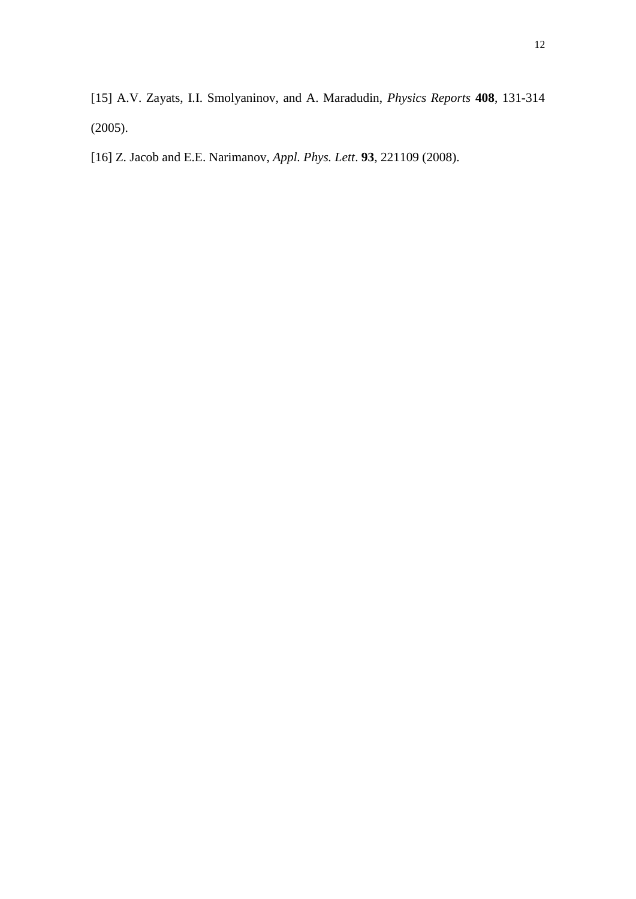[15] A.V. Zayats, I.I. Smolyaninov, and A. Maradudin, *Physics Reports* **408**, 131-314 (2005).

[16] Z. Jacob and E.E. Narimanov, *Appl. Phys. Lett*. **93**, 221109 (2008).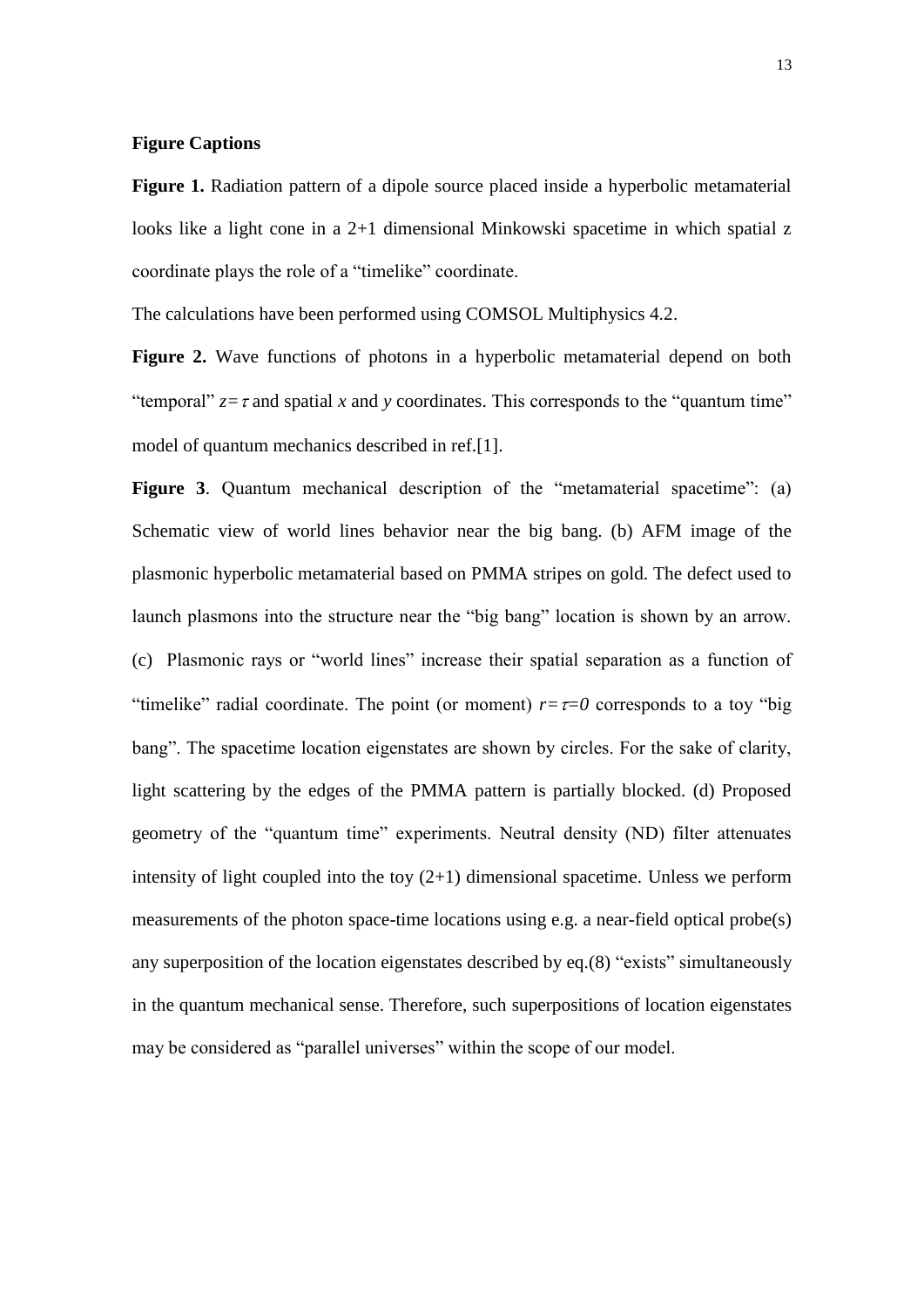**Figure Captions**

**Figure 1.** Radiation pattern of a dipole source placed inside a hyperbolic metamaterial looks like a light cone in a 2+1 dimensional Minkowski spacetime in which spatial z coordinate plays the role of a “timelike” coordinate.

The calculations have been performed using COMSOL Multiphysics 4.2.

**Figure 2.** Wave functions of photons in a hyperbolic metamaterial depend on both “temporal” $z=\tau$ and spatial $x$ and $y$ coordinates. This corresponds to the “quantum time” model of quantum mechanics described in ref.[1].

**Figure 3**. Quantum mechanical description of the “metamaterial spacetime”: (a) Schematic view of world lines behavior near the big bang. (b) AFM image of the plasmonic hyperbolic metamaterial based on PMMA stripes on gold. The defect used to launch plasmons into the structure near the “big bang” location is shown by an arrow. (c) Plasmonic rays or “world lines” increase their spatial separation as a function of “timelike” radial coordinate. The point (or moment) $r=\tau=0$ corresponds to a toy “big bang”. The spacetime location eigenstates are shown by circles. For the sake of clarity, light scattering by the edges of the PMMA pattern is partially blocked. (d) Proposed geometry of the “quantum time” experiments. Neutral density (ND) filter attenuates intensity of light coupled into the toy (2+1) dimensional spacetime. Unless we perform measurements of the photon space-time locations using e.g. a near-field optical probe(s) any superposition of the location eigenstates described by eq.(8) “exists” simultaneously in the quantum mechanical sense. Therefore, such superpositions of location eigenstates may be considered as “parallel universes” within the scope of our model.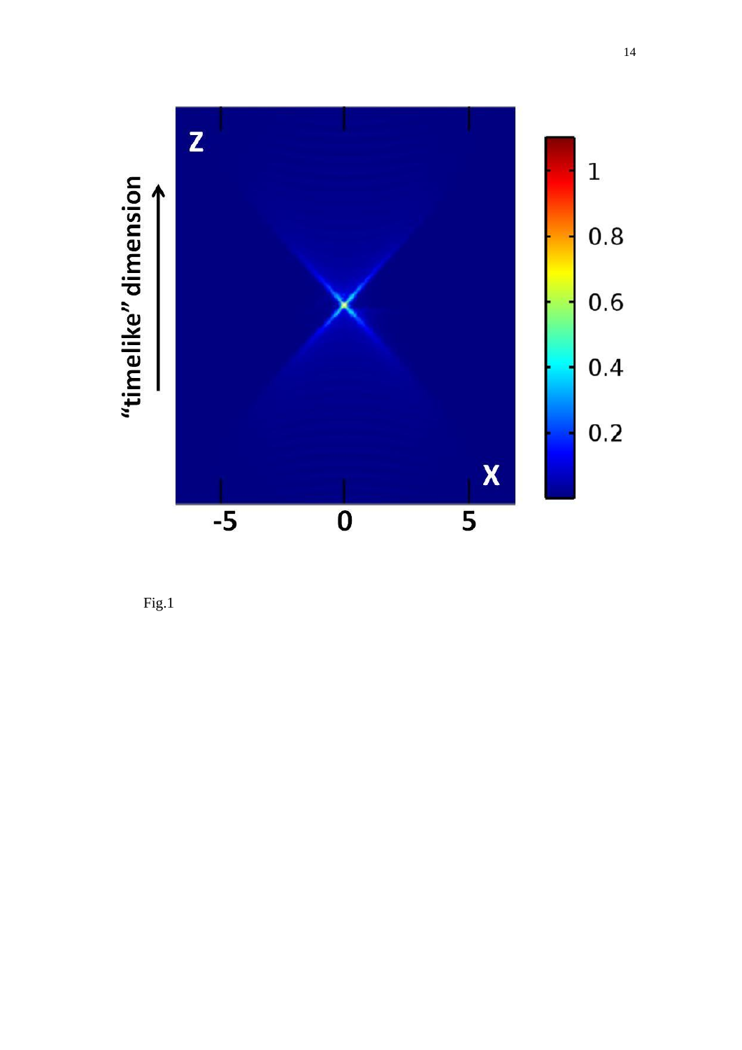Fig.1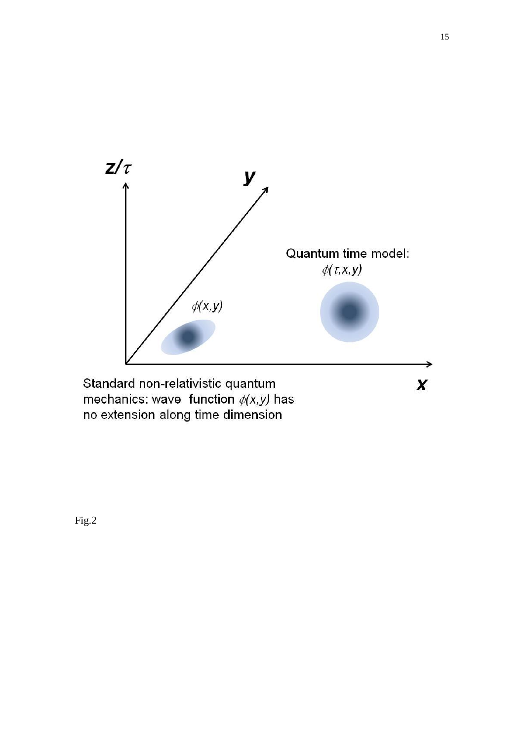$z/\tau$

$y$

Quantum time model:
$\phi(\tau,x,y)$

$\phi(x,y)$

$x$

Standard non-relativistic quantum mechanics: wave **function** $\phi(x,y)$ has no extension along time dimension

Fig.2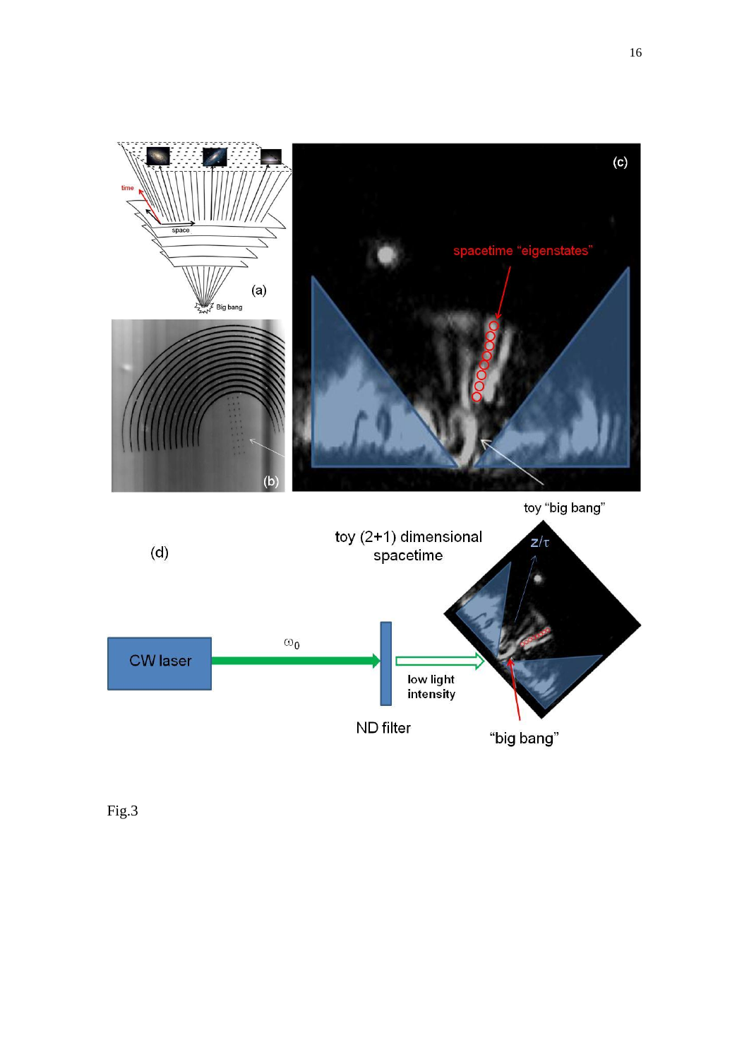(a)

time

space

Big bang

(b)

(c)

spacetime “eigenstates”

(d)

toy (2+1) dimensional spacetime

toy “big bang”

$z/\tau$

CW laser

$\omega_0$

low light intensity

ND filter

“big bang”

Fig.3